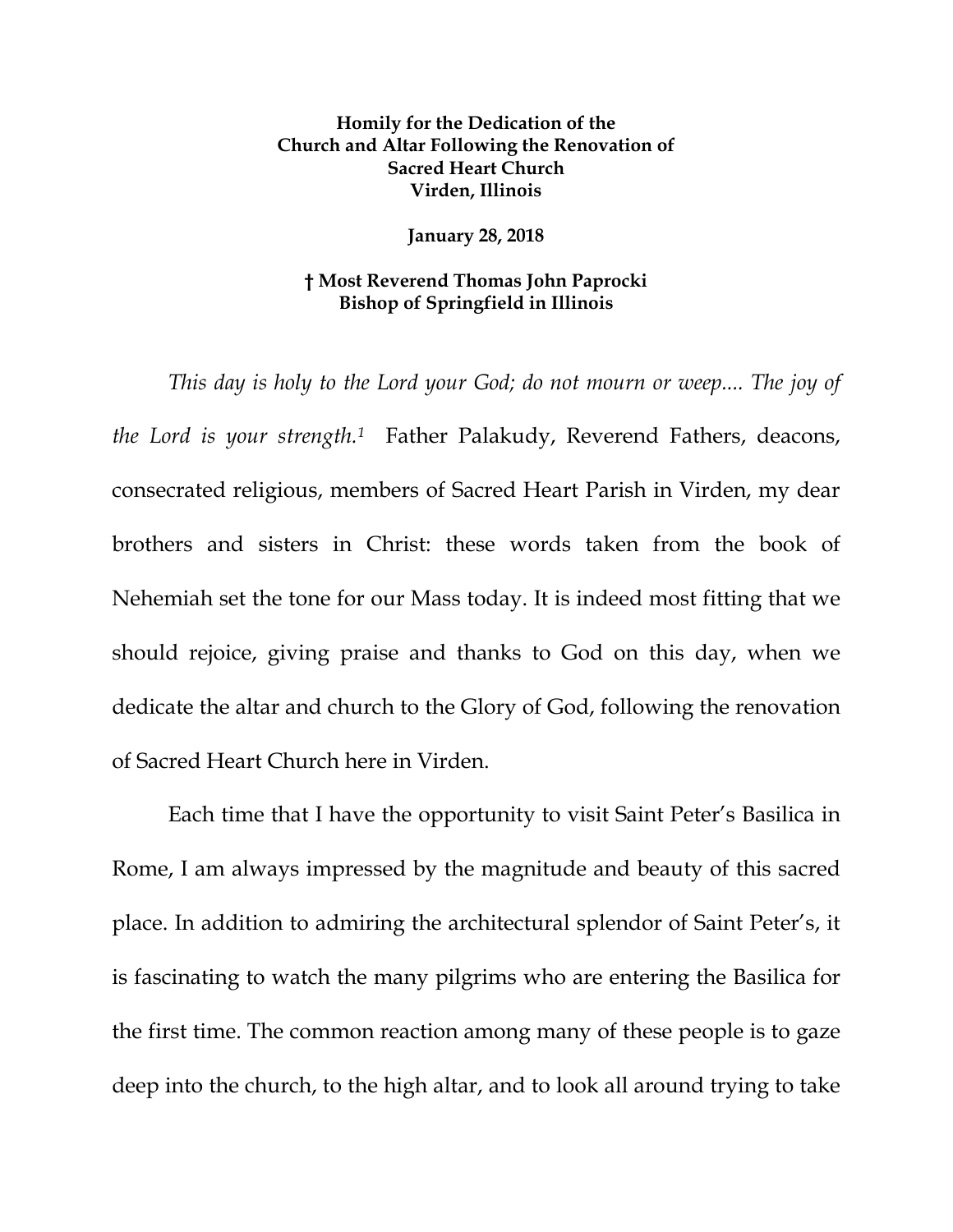**Homily for the Dedication of the Church and Altar Following the Renovation of Sacred Heart Church Virden, Illinois**

**January 28, 2018**

**† Most Reverend Thomas John Paprocki Bishop of Springfield in Illinois**

*This day is holy to the Lord your God; do not mourn or weep.... The joy of the Lord is your strength.*[1] Father Palakudy, Reverend Fathers, deacons, consecrated religious, members of Sacred Heart Parish in Virden, my dear brothers and sisters in Christ: these words taken from the book of Nehemiah set the tone for our Mass today. It is indeed most fitting that we should rejoice, giving praise and thanks to God on this day, when we dedicate the altar and church to the Glory of God, following the renovation of Sacred Heart Church here in Virden.

Each time that I have the opportunity to visit Saint Peter's Basilica in Rome, I am always impressed by the magnitude and beauty of this sacred place. In addition to admiring the architectural splendor of Saint Peter's, it is fascinating to watch the many pilgrims who are entering the Basilica for the first time. The common reaction among many of these people is to gaze deep into the church, to the high altar, and to look all around trying to take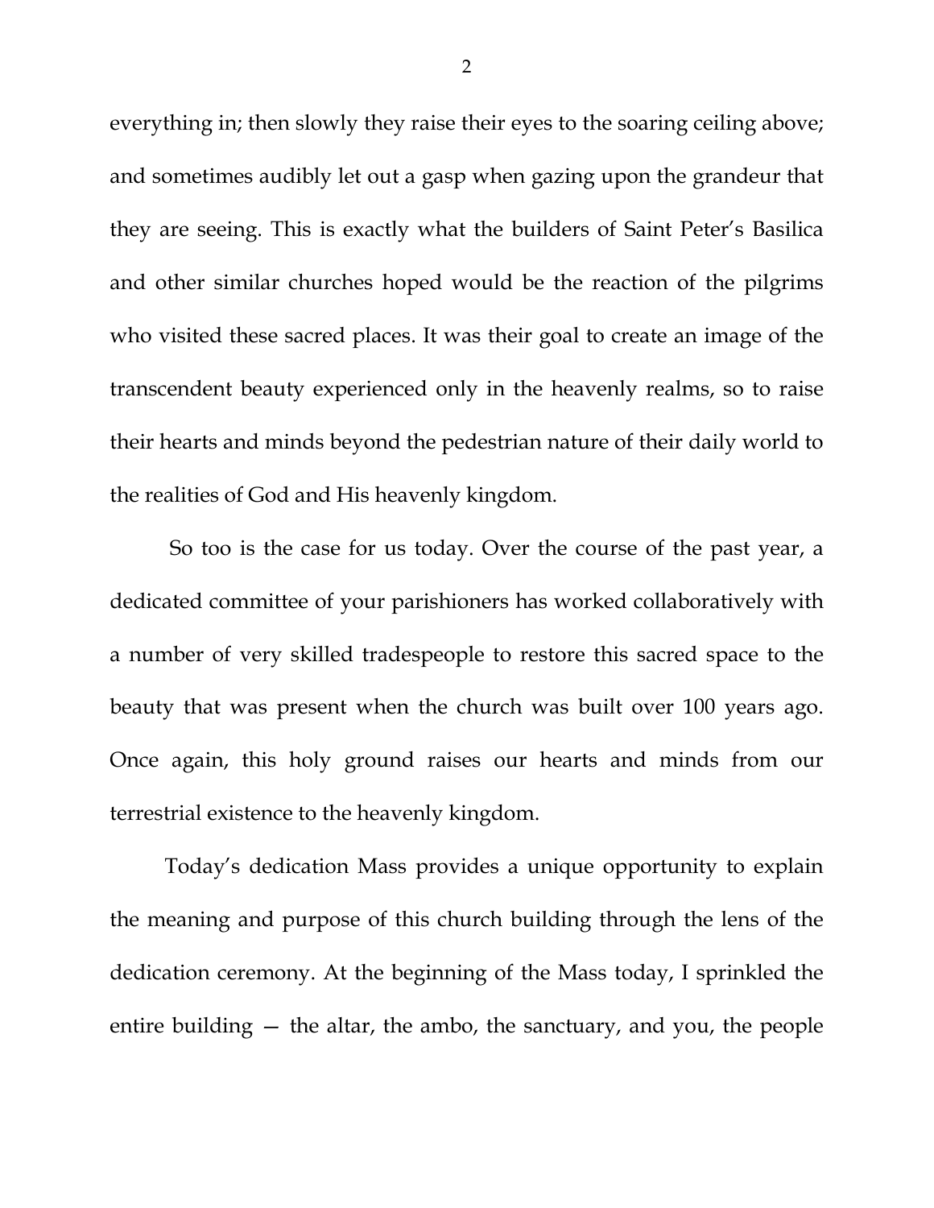everything in; then slowly they raise their eyes to the soaring ceiling above; and sometimes audibly let out a gasp when gazing upon the grandeur that they are seeing. This is exactly what the builders of Saint Peter's Basilica and other similar churches hoped would be the reaction of the pilgrims who visited these sacred places. It was their goal to create an image of the transcendent beauty experienced only in the heavenly realms, so to raise their hearts and minds beyond the pedestrian nature of their daily world to the realities of God and His heavenly kingdom.

So too is the case for us today. Over the course of the past year, a dedicated committee of your parishioners has worked collaboratively with a number of very skilled tradespeople to restore this sacred space to the beauty that was present when the church was built over 100 years ago. Once again, this holy ground raises our hearts and minds from our terrestrial existence to the heavenly kingdom.

Today's dedication Mass provides a unique opportunity to explain the meaning and purpose of this church building through the lens of the dedication ceremony. At the beginning of the Mass today, I sprinkled the entire building — the altar, the ambo, the sanctuary, and you, the people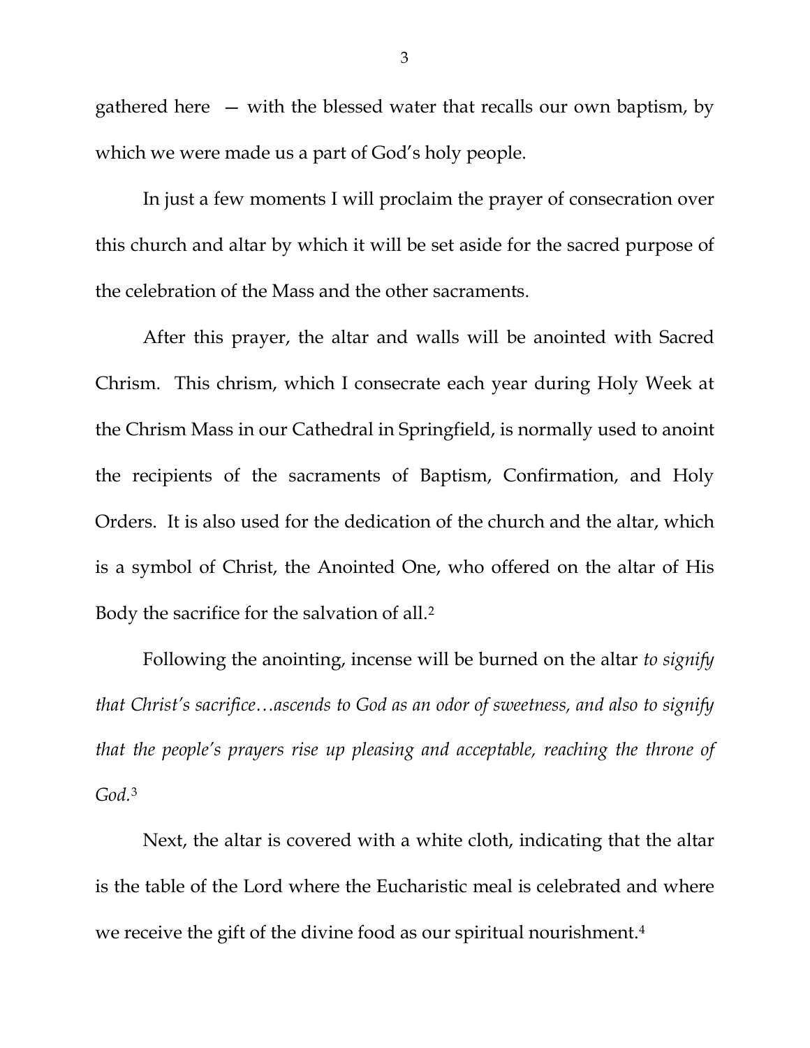gathered here — with the blessed water that recalls our own baptism, by which we were made us a part of God's holy people.

In just a few moments I will proclaim the prayer of consecration over this church and altar by which it will be set aside for the sacred purpose of the celebration of the Mass and the other sacraments.

After this prayer, the altar and walls will be anointed with Sacred Chrism. This chrism, which I consecrate each year during Holy Week at the Chrism Mass in our Cathedral in Springfield, is normally used to anoint the recipients of the sacraments of Baptism, Confirmation, and Holy Orders. It is also used for the dedication of the church and the altar, which is a symbol of Christ, the Anointed One, who offered on the altar of His Body the sacrifice for the salvation of all.[2]

Following the anointing, incense will be burned on the altar *to signify that Christ's sacrifice…ascends to God as an odor of sweetness, and also to signify that the people's prayers rise up pleasing and acceptable, reaching the throne of God.*[3]

Next, the altar is covered with a white cloth, indicating that the altar is the table of the Lord where the Eucharistic meal is celebrated and where we receive the gift of the divine food as our spiritual nourishment.[4]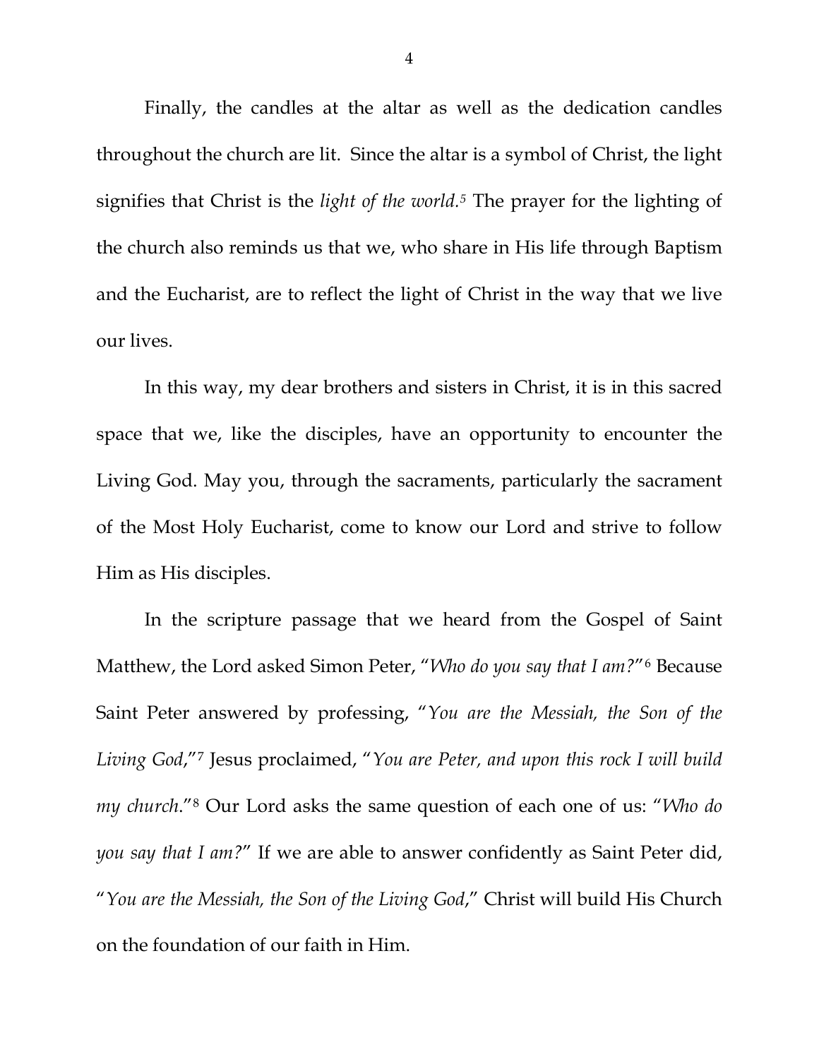Finally, the candles at the altar as well as the dedication candles throughout the church are lit. Since the altar is a symbol of Christ, the light signifies that Christ is the *light of the world.*[5] The prayer for the lighting of the church also reminds us that we, who share in His life through Baptism and the Eucharist, are to reflect the light of Christ in the way that we live our lives.

In this way, my dear brothers and sisters in Christ, it is in this sacred space that we, like the disciples, have an opportunity to encounter the Living God. May you, through the sacraments, particularly the sacrament of the Most Holy Eucharist, come to know our Lord and strive to follow Him as His disciples.

In the scripture passage that we heard from the Gospel of Saint Matthew, the Lord asked Simon Peter, "*Who do you say that I am?*"[6] Because Saint Peter answered by professing, "*You are the Messiah, the Son of the Living God*,"[7] Jesus proclaimed, "*You are Peter, and upon this rock I will build my church*."[8] Our Lord asks the same question of each one of us: "*Who do you say that I am?*" If we are able to answer confidently as Saint Peter did, "*You are the Messiah, the Son of the Living God*," Christ will build His Church on the foundation of our faith in Him.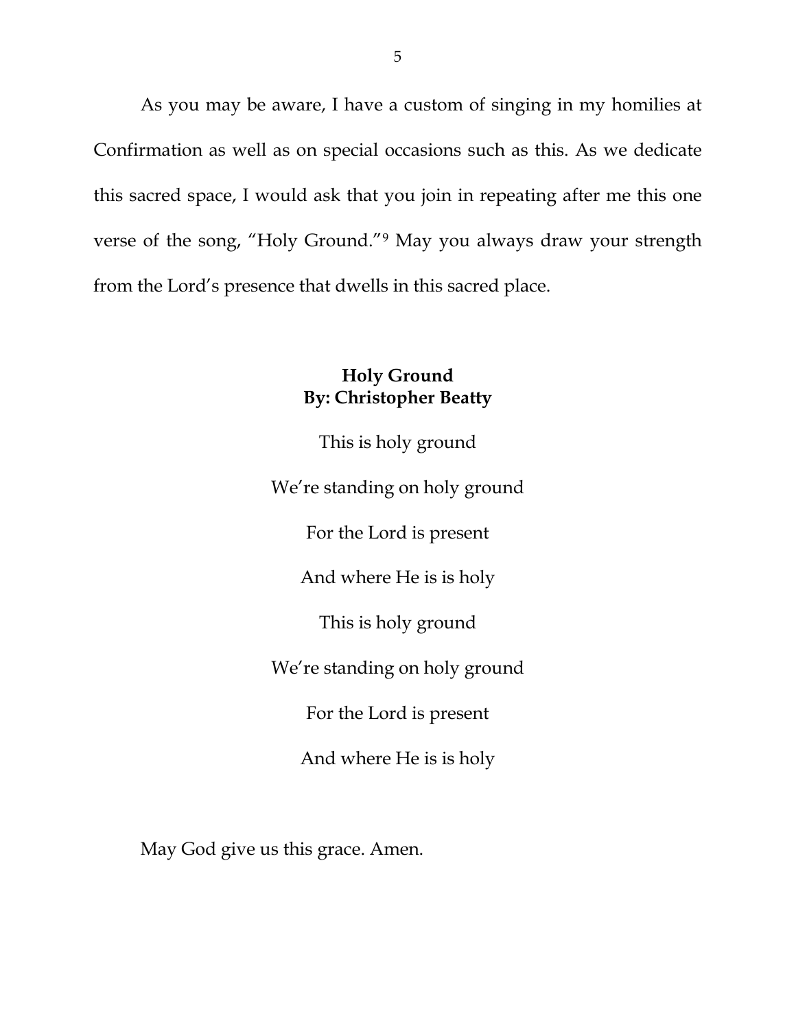As you may be aware, I have a custom of singing in my homilies at Confirmation as well as on special occasions such as this. As we dedicate this sacred space, I would ask that you join in repeating after me this one verse of the song, "Holy Ground."[9] May you always draw your strength from the Lord's presence that dwells in this sacred place.

**Holy Ground**
**By: Christopher Beatty**

This is holy ground

We're standing on holy ground

For the Lord is present

And where He is is holy

This is holy ground

We're standing on holy ground

For the Lord is present

And where He is is holy

May God give us this grace. Amen.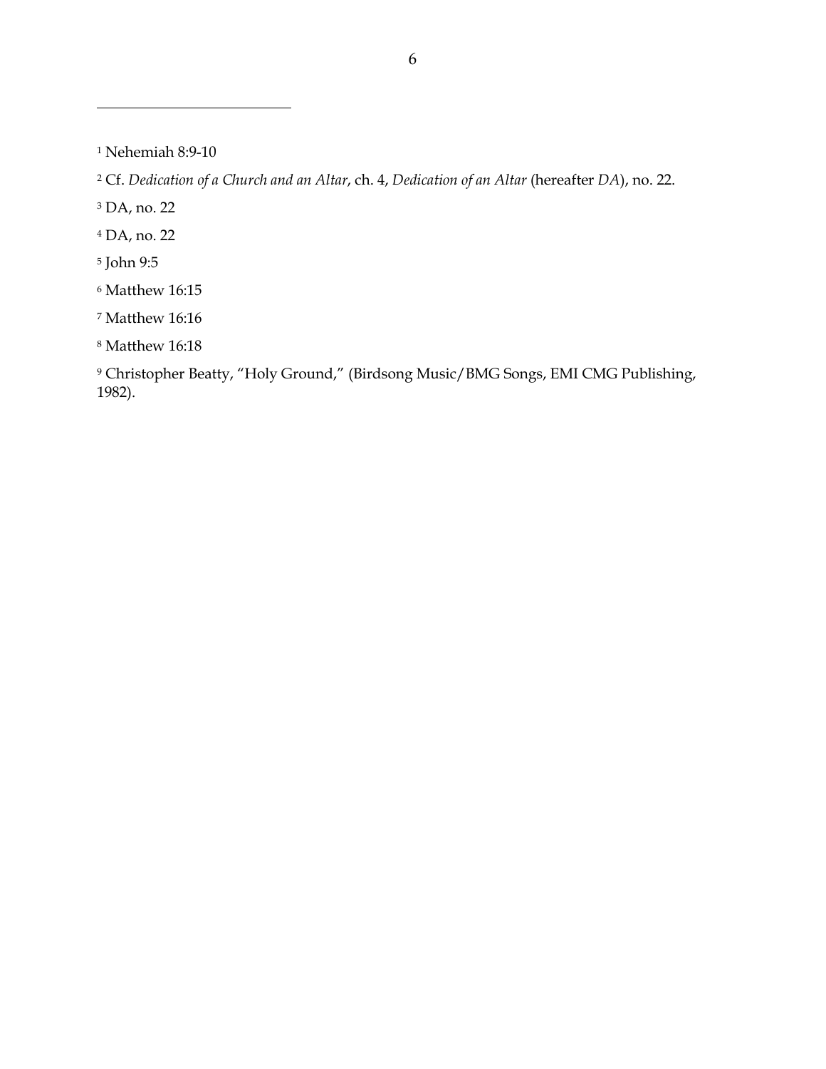[1] Nehemiah 8:9-10

[2] Cf. *Dedication of a Church and an Altar*, ch. 4, *Dedication of an Altar* (hereafter *DA*), no. 22.

[3] DA, no. 22

[4] DA, no. 22

[5] John 9:5

[6] Matthew 16:15

[7] Matthew 16:16

[8] Matthew 16:18

[9] Christopher Beatty, "Holy Ground," (Birdsong Music/BMG Songs, EMI CMG Publishing, 1982).